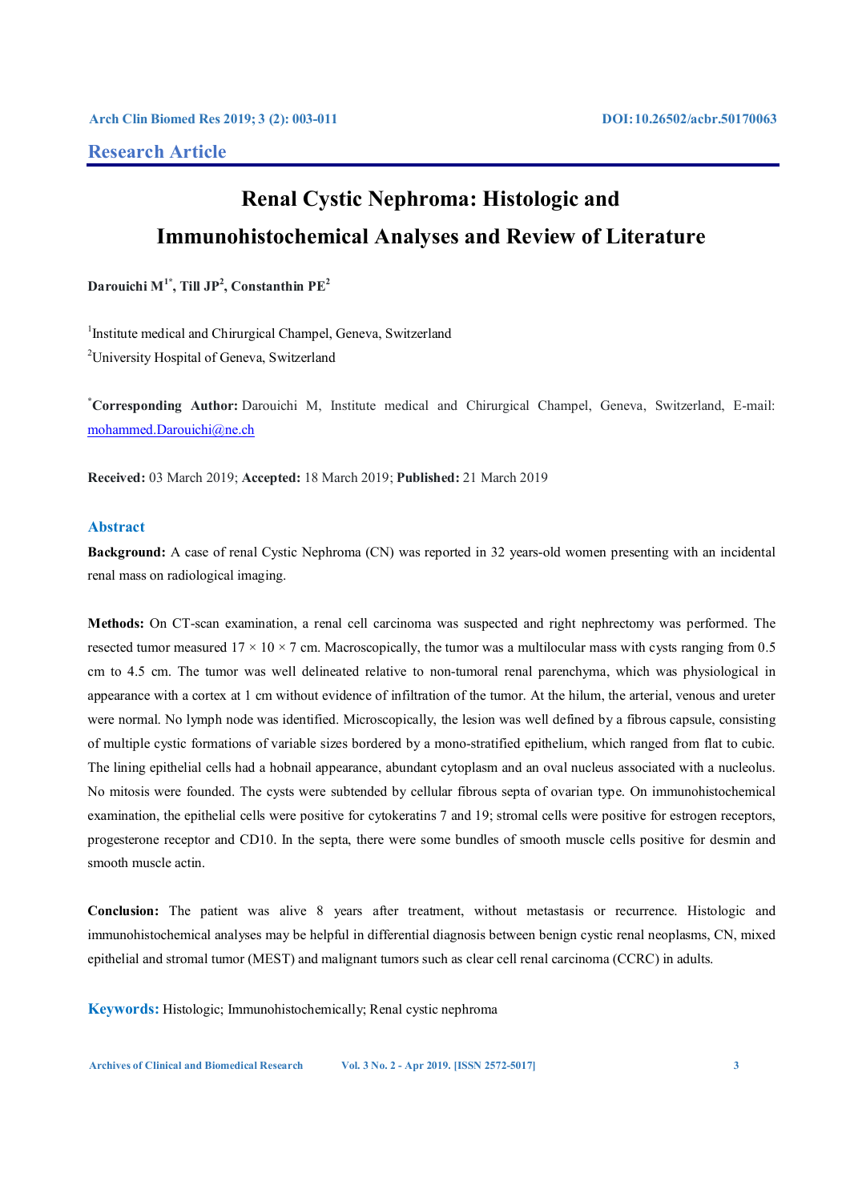## Research Article

# Renal Cystic Nephroma: Histologic and Immunohistochemical Analyses and Review of Literature

**Darouichi M[1*], Till JP[2], Constanthin PE[2]**

[1]Institute medical and Chirurgical Champel, Geneva, Switzerland

[2]University Hospital of Geneva, Switzerland

[*]**Corresponding Author:** Darouichi M, Institute medical and Chirurgical Champel, Geneva, Switzerland, E-mail: mohammed.Darouichi@ne.ch

**Received:** 03 March 2019; **Accepted:** 18 March 2019; **Published:** 21 March 2019

## Abstract

**Background:** A case of renal Cystic Nephroma (CN) was reported in 32 years-old women presenting with an incidental renal mass on radiological imaging.

**Methods:** On CT-scan examination, a renal cell carcinoma was suspected and right nephrectomy was performed. The resected tumor measured 17 × 10 × 7 cm. Macroscopically, the tumor was a multilocular mass with cysts ranging from 0.5 cm to 4.5 cm. The tumor was well delineated relative to non-tumoral renal parenchyma, which was physiological in appearance with a cortex at 1 cm without evidence of infiltration of the tumor. At the hilum, the arterial, venous and ureter were normal. No lymph node was identified. Microscopically, the lesion was well defined by a fibrous capsule, consisting of multiple cystic formations of variable sizes bordered by a mono-stratified epithelium, which ranged from flat to cubic. The lining epithelial cells had a hobnail appearance, abundant cytoplasm and an oval nucleus associated with a nucleolus. No mitosis were founded. The cysts were subtended by cellular fibrous septa of ovarian type. On immunohistochemical examination, the epithelial cells were positive for cytokeratins 7 and 19; stromal cells were positive for estrogen receptors, progesterone receptor and CD10. In the septa, there were some bundles of smooth muscle cells positive for desmin and smooth muscle actin.

**Conclusion:** The patient was alive 8 years after treatment, without metastasis or recurrence. Histologic and immunohistochemical analyses may be helpful in differential diagnosis between benign cystic renal neoplasms, CN, mixed epithelial and stromal tumor (MEST) and malignant tumors such as clear cell renal carcinoma (CCRC) in adults.

**Keywords:** Histologic; Immunohistochemically; Renal cystic nephroma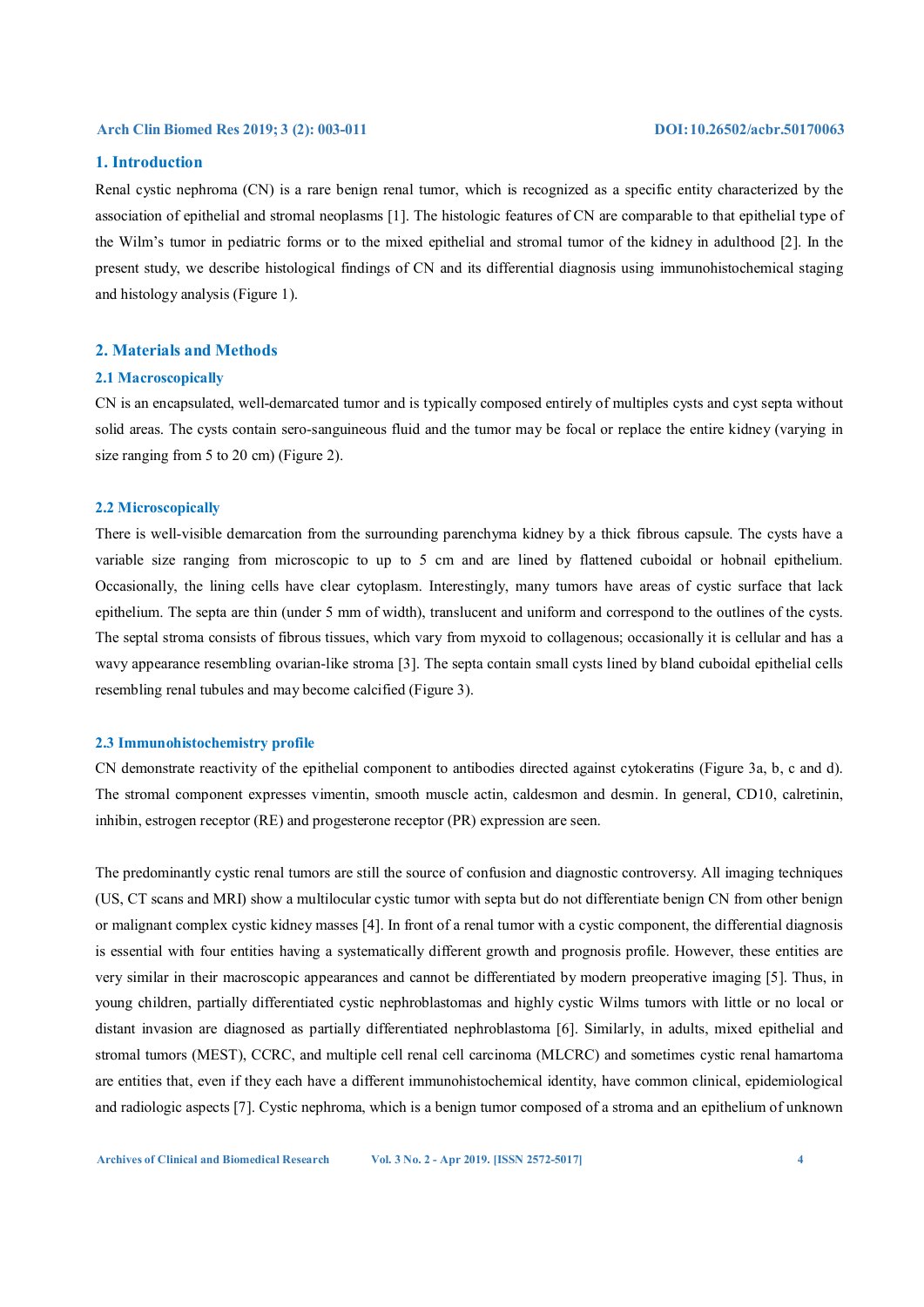## 1. Introduction

Renal cystic nephroma (CN) is a rare benign renal tumor, which is recognized as a specific entity characterized by the association of epithelial and stromal neoplasms [1]. The histologic features of CN are comparable to that epithelial type of the Wilm's tumor in pediatric forms or to the mixed epithelial and stromal tumor of the kidney in adulthood [2]. In the present study, we describe histological findings of CN and its differential diagnosis using immunohistochemical staging and histology analysis (Figure 1).

## 2. Materials and Methods

### 2.1 Macroscopically

CN is an encapsulated, well-demarcated tumor and is typically composed entirely of multiples cysts and cyst septa without solid areas. The cysts contain sero-sanguineous fluid and the tumor may be focal or replace the entire kidney (varying in size ranging from 5 to 20 cm) (Figure 2).

### 2.2 Microscopically

There is well-visible demarcation from the surrounding parenchyma kidney by a thick fibrous capsule. The cysts have a variable size ranging from microscopic to up to 5 cm and are lined by flattened cuboidal or hobnail epithelium. Occasionally, the lining cells have clear cytoplasm. Interestingly, many tumors have areas of cystic surface that lack epithelium. The septa are thin (under 5 mm of width), translucent and uniform and correspond to the outlines of the cysts. The septal stroma consists of fibrous tissues, which vary from myxoid to collagenous; occasionally it is cellular and has a wavy appearance resembling ovarian-like stroma [3]. The septa contain small cysts lined by bland cuboidal epithelial cells resembling renal tubules and may become calcified (Figure 3).

### 2.3 Immunohistochemistry profile

CN demonstrate reactivity of the epithelial component to antibodies directed against cytokeratins (Figure 3a, b, c and d). The stromal component expresses vimentin, smooth muscle actin, caldesmon and desmin. In general, CD10, calretinin, inhibin, estrogen receptor (RE) and progesterone receptor (PR) expression are seen.

The predominantly cystic renal tumors are still the source of confusion and diagnostic controversy. All imaging techniques (US, CT scans and MRI) show a multilocular cystic tumor with septa but do not differentiate benign CN from other benign or malignant complex cystic kidney masses [4]. In front of a renal tumor with a cystic component, the differential diagnosis is essential with four entities having a systematically different growth and prognosis profile. However, these entities are very similar in their macroscopic appearances and cannot be differentiated by modern preoperative imaging [5]. Thus, in young children, partially differentiated cystic nephroblastomas and highly cystic Wilms tumors with little or no local or distant invasion are diagnosed as partially differentiated nephroblastoma [6]. Similarly, in adults, mixed epithelial and stromal tumors (MEST), CCRC, and multiple cell renal cell carcinoma (MLCRC) and sometimes cystic renal hamartoma are entities that, even if they each have a different immunohistochemical identity, have common clinical, epidemiological and radiologic aspects [7]. Cystic nephroma, which is a benign tumor composed of a stroma and an epithelium of unknown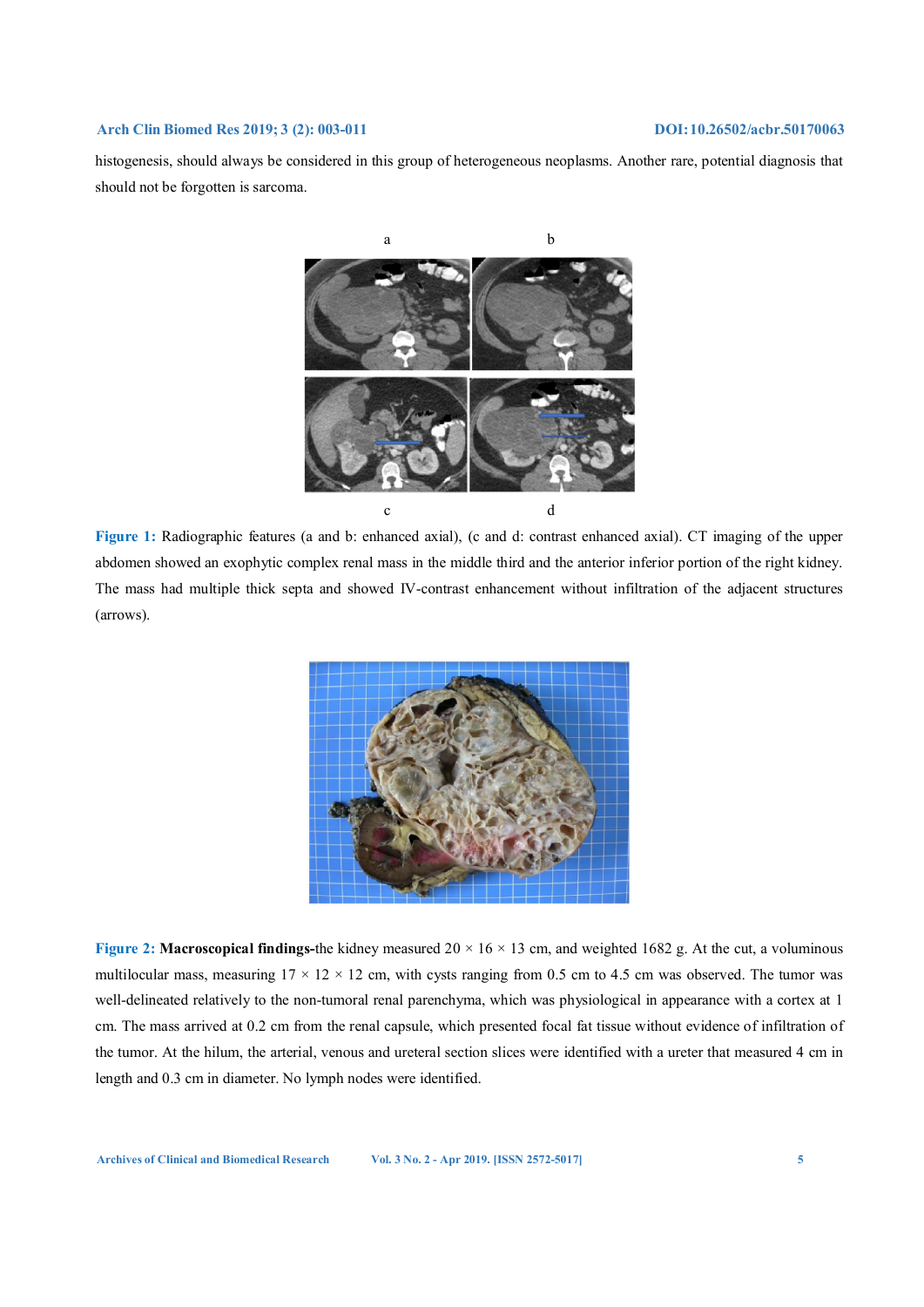histogenesis, should always be considered in this group of heterogeneous neoplasms. Another rare, potential diagnosis that should not be forgotten is sarcoma.

**Figure 1:** Radiographic features (a and b: enhanced axial), (c and d: contrast enhanced axial). CT imaging of the upper abdomen showed an exophytic complex renal mass in the middle third and the anterior inferior portion of the right kidney. The mass had multiple thick septa and showed IV-contrast enhancement without infiltration of the adjacent structures (arrows).

**Figure 2:** **Macroscopical findings-**the kidney measured 20 × 16 × 13 cm, and weighted 1682 g. At the cut, a voluminous multilocular mass, measuring 17 × 12 × 12 cm, with cysts ranging from 0.5 cm to 4.5 cm was observed. The tumor was well-delineated relatively to the non-tumoral renal parenchyma, which was physiological in appearance with a cortex at 1 cm. The mass arrived at 0.2 cm from the renal capsule, which presented focal fat tissue without evidence of infiltration of the tumor. At the hilum, the arterial, venous and ureteral section slices were identified with a ureter that measured 4 cm in length and 0.3 cm in diameter. No lymph nodes were identified.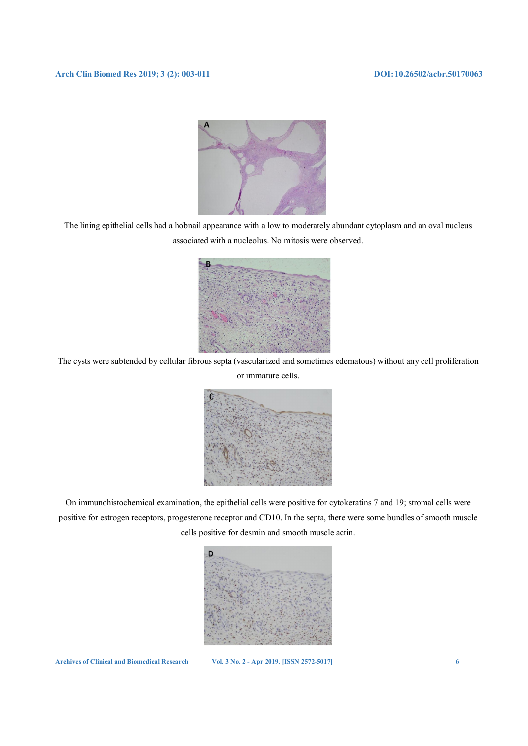A

The lining epithelial cells had a hobnail appearance with a low to moderately abundant cytoplasm and an oval nucleus associated with a nucleolus. No mitosis were observed.

B

The cysts were subtended by cellular fibrous septa (vascularized and sometimes edematous) without any cell proliferation or immature cells.

C

On immunohistochemical examination, the epithelial cells were positive for cytokeratins 7 and 19; stromal cells were positive for estrogen receptors, progesterone receptor and CD10. In the septa, there were some bundles of smooth muscle cells positive for desmin and smooth muscle actin.

D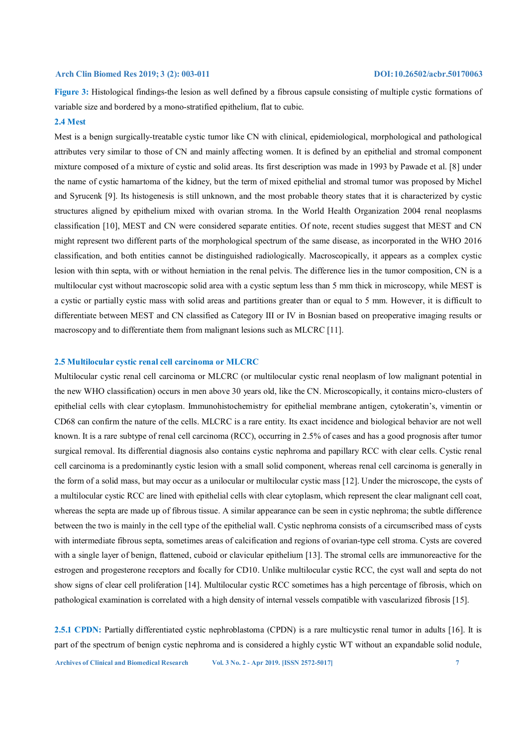**Figure 3:** Histological findings-the lesion as well defined by a fibrous capsule consisting of multiple cystic formations of variable size and bordered by a mono-stratified epithelium, flat to cubic.

### 2.4 Mest

Mest is a benign surgically-treatable cystic tumor like CN with clinical, epidemiological, morphological and pathological attributes very similar to those of CN and mainly affecting women. It is defined by an epithelial and stromal component mixture composed of a mixture of cystic and solid areas. Its first description was made in 1993 by Pawade et al. [8] under the name of cystic hamartoma of the kidney, but the term of mixed epithelial and stromal tumor was proposed by Michel and Syrucenk [9]. Its histogenesis is still unknown, and the most probable theory states that it is characterized by cystic structures aligned by epithelium mixed with ovarian stroma. In the World Health Organization 2004 renal neoplasms classification [10], MEST and CN were considered separate entities. Of note, recent studies suggest that MEST and CN might represent two different parts of the morphological spectrum of the same disease, as incorporated in the WHO 2016 classification, and both entities cannot be distinguished radiologically. Macroscopically, it appears as a complex cystic lesion with thin septa, with or without herniation in the renal pelvis. The difference lies in the tumor composition, CN is a multilocular cyst without macroscopic solid area with a cystic septum less than 5 mm thick in microscopy, while MEST is a cystic or partially cystic mass with solid areas and partitions greater than or equal to 5 mm. However, it is difficult to differentiate between MEST and CN classified as Category III or IV in Bosnian based on preoperative imaging results or macroscopy and to differentiate them from malignant lesions such as MLCRC [11].

### 2.5 Multilocular cystic renal cell carcinoma or MLCRC

Multilocular cystic renal cell carcinoma or MLCRC (or multilocular cystic renal neoplasm of low malignant potential in the new WHO classification) occurs in men above 30 years old, like the CN. Microscopically, it contains micro-clusters of epithelial cells with clear cytoplasm. Immunohistochemistry for epithelial membrane antigen, cytokeratin's, vimentin or CD68 can confirm the nature of the cells. MLCRC is a rare entity. Its exact incidence and biological behavior are not well known. It is a rare subtype of renal cell carcinoma (RCC), occurring in 2.5% of cases and has a good prognosis after tumor surgical removal. Its differential diagnosis also contains cystic nephroma and papillary RCC with clear cells. Cystic renal cell carcinoma is a predominantly cystic lesion with a small solid component, whereas renal cell carcinoma is generally in the form of a solid mass, but may occur as a unilocular or multilocular cystic mass [12]. Under the microscope, the cysts of a multilocular cystic RCC are lined with epithelial cells with clear cytoplasm, which represent the clear malignant cell coat, whereas the septa are made up of fibrous tissue. A similar appearance can be seen in cystic nephroma; the subtle difference between the two is mainly in the cell type of the epithelial wall. Cystic nephroma consists of a circumscribed mass of cysts with intermediate fibrous septa, sometimes areas of calcification and regions of ovarian-type cell stroma. Cysts are covered with a single layer of benign, flattened, cuboid or clavicular epithelium [13]. The stromal cells are immunoreactive for the estrogen and progesterone receptors and focally for CD10. Unlike multilocular cystic RCC, the cyst wall and septa do not show signs of clear cell proliferation [14]. Multilocular cystic RCC sometimes has a high percentage of fibrosis, which on pathological examination is correlated with a high density of internal vessels compatible with vascularized fibrosis [15].

**2.5.1 CPDN:** Partially differentiated cystic nephroblastoma (CPDN) is a rare multicystic renal tumor in adults [16]. It is part of the spectrum of benign cystic nephroma and is considered a highly cystic WT without an expandable solid nodule,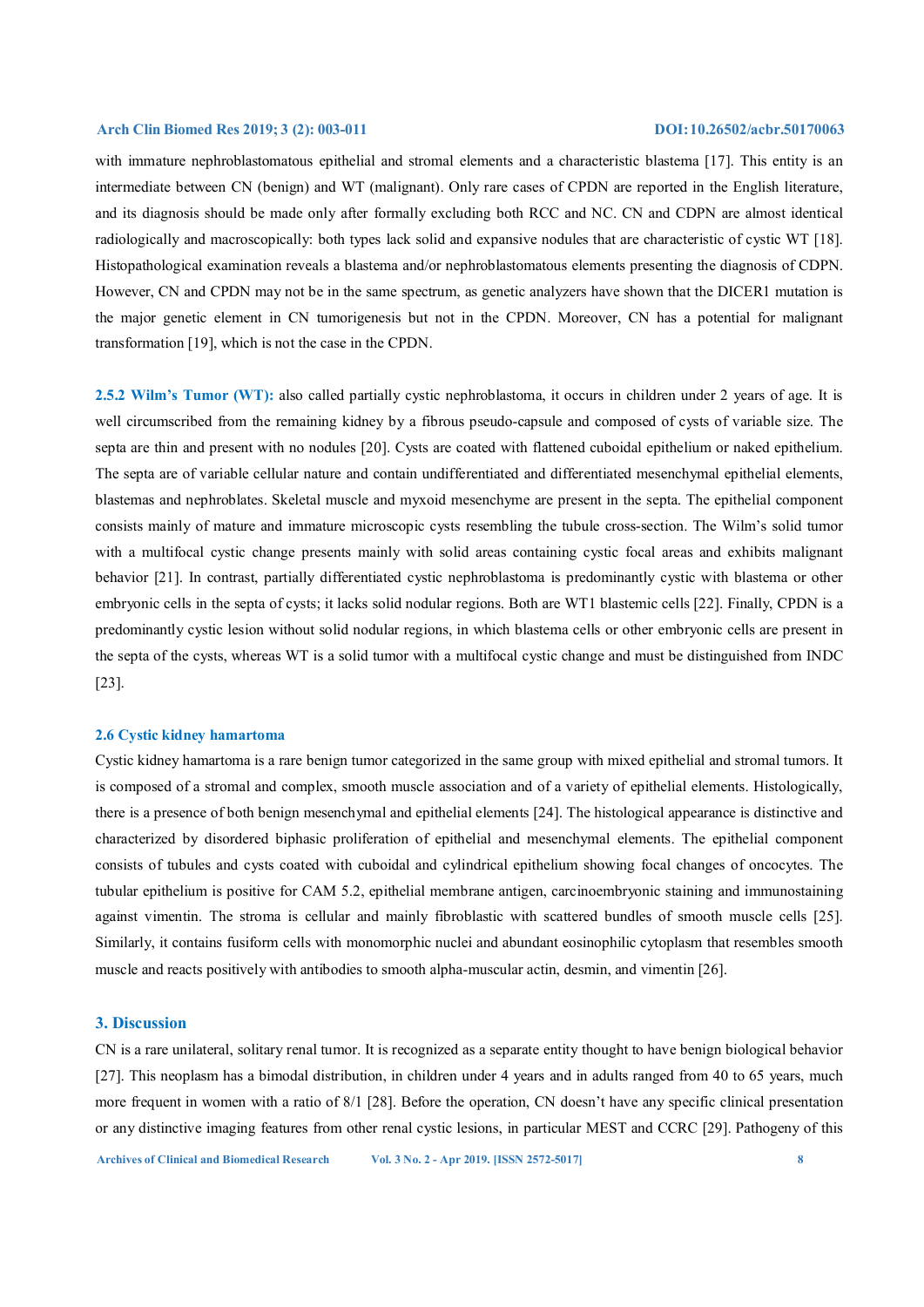with immature nephroblastomatous epithelial and stromal elements and a characteristic blastema [17]. This entity is an intermediate between CN (benign) and WT (malignant). Only rare cases of CPDN are reported in the English literature, and its diagnosis should be made only after formally excluding both RCC and NC. CN and CDPN are almost identical radiologically and macroscopically: both types lack solid and expansive nodules that are characteristic of cystic WT [18]. Histopathological examination reveals a blastema and/or nephroblastomatous elements presenting the diagnosis of CDPN. However, CN and CPDN may not be in the same spectrum, as genetic analyzers have shown that the DICER1 mutation is the major genetic element in CN tumorigenesis but not in the CPDN. Moreover, CN has a potential for malignant transformation [19], which is not the case in the CPDN.

**2.5.2 Wilm's Tumor (WT):** also called partially cystic nephroblastoma, it occurs in children under 2 years of age. It is well circumscribed from the remaining kidney by a fibrous pseudo-capsule and composed of cysts of variable size. The septa are thin and present with no nodules [20]. Cysts are coated with flattened cuboidal epithelium or naked epithelium. The septa are of variable cellular nature and contain undifferentiated and differentiated mesenchymal epithelial elements, blastemas and nephroblates. Skeletal muscle and myxoid mesenchyme are present in the septa. The epithelial component consists mainly of mature and immature microscopic cysts resembling the tubule cross-section. The Wilm's solid tumor with a multifocal cystic change presents mainly with solid areas containing cystic focal areas and exhibits malignant behavior [21]. In contrast, partially differentiated cystic nephroblastoma is predominantly cystic with blastema or other embryonic cells in the septa of cysts; it lacks solid nodular regions. Both are WT1 blastemic cells [22]. Finally, CPDN is a predominantly cystic lesion without solid nodular regions, in which blastema cells or other embryonic cells are present in the septa of the cysts, whereas WT is a solid tumor with a multifocal cystic change and must be distinguished from INDC [23].

### 2.6 Cystic kidney hamartoma

Cystic kidney hamartoma is a rare benign tumor categorized in the same group with mixed epithelial and stromal tumors. It is composed of a stromal and complex, smooth muscle association and of a variety of epithelial elements. Histologically, there is a presence of both benign mesenchymal and epithelial elements [24]. The histological appearance is distinctive and characterized by disordered biphasic proliferation of epithelial and mesenchymal elements. The epithelial component consists of tubules and cysts coated with cuboidal and cylindrical epithelium showing focal changes of oncocytes. The tubular epithelium is positive for CAM 5.2, epithelial membrane antigen, carcinoembryonic staining and immunostaining against vimentin. The stroma is cellular and mainly fibroblastic with scattered bundles of smooth muscle cells [25]. Similarly, it contains fusiform cells with monomorphic nuclei and abundant eosinophilic cytoplasm that resembles smooth muscle and reacts positively with antibodies to smooth alpha-muscular actin, desmin, and vimentin [26].

## 3. Discussion

CN is a rare unilateral, solitary renal tumor. It is recognized as a separate entity thought to have benign biological behavior [27]. This neoplasm has a bimodal distribution, in children under 4 years and in adults ranged from 40 to 65 years, much more frequent in women with a ratio of 8/1 [28]. Before the operation, CN doesn't have any specific clinical presentation or any distinctive imaging features from other renal cystic lesions, in particular MEST and CCRC [29]. Pathogeny of this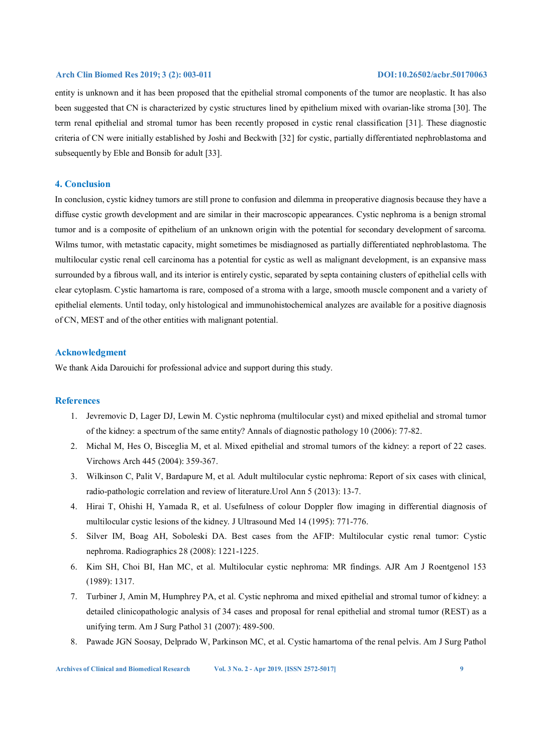entity is unknown and it has been proposed that the epithelial stromal components of the tumor are neoplastic. It has also been suggested that CN is characterized by cystic structures lined by epithelium mixed with ovarian-like stroma [30]. The term renal epithelial and stromal tumor has been recently proposed in cystic renal classification [31]. These diagnostic criteria of CN were initially established by Joshi and Beckwith [32] for cystic, partially differentiated nephroblastoma and subsequently by Eble and Bonsib for adult [33].

## 4. Conclusion

In conclusion, cystic kidney tumors are still prone to confusion and dilemma in preoperative diagnosis because they have a diffuse cystic growth development and are similar in their macroscopic appearances. Cystic nephroma is a benign stromal tumor and is a composite of epithelium of an unknown origin with the potential for secondary development of sarcoma. Wilms tumor, with metastatic capacity, might sometimes be misdiagnosed as partially differentiated nephroblastoma. The multilocular cystic renal cell carcinoma has a potential for cystic as well as malignant development, is an expansive mass surrounded by a fibrous wall, and its interior is entirely cystic, separated by septa containing clusters of epithelial cells with clear cytoplasm. Cystic hamartoma is rare, composed of a stroma with a large, smooth muscle component and a variety of epithelial elements. Until today, only histological and immunohistochemical analyzes are available for a positive diagnosis of CN, MEST and of the other entities with malignant potential.

## Acknowledgment

We thank Aida Darouichi for professional advice and support during this study.

## References

1. Jevremovic D, Lager DJ, Lewin M. Cystic nephroma (multilocular cyst) and mixed epithelial and stromal tumor of the kidney: a spectrum of the same entity? Annals of diagnostic pathology 10 (2006): 77-82.
2. Michal M, Hes O, Bisceglia M, et al. Mixed epithelial and stromal tumors of the kidney: a report of 22 cases. Virchows Arch 445 (2004): 359-367.
3. Wilkinson C, Palit V, Bardapure M, et al. Adult multilocular cystic nephroma: Report of six cases with clinical, radio-pathologic correlation and review of literature.Urol Ann 5 (2013): 13-7.
4. Hirai T, Ohishi H, Yamada R, et al. Usefulness of colour Doppler flow imaging in differential diagnosis of multilocular cystic lesions of the kidney. J Ultrasound Med 14 (1995): 771-776.
5. Silver IM, Boag AH, Soboleski DA. Best cases from the AFIP: Multilocular cystic renal tumor: Cystic nephroma. Radiographics 28 (2008): 1221-1225.
6. Kim SH, Choi BI, Han MC, et al. Multilocular cystic nephroma: MR findings. AJR Am J Roentgenol 153 (1989): 1317.
7. Turbiner J, Amin M, Humphrey PA, et al. Cystic nephroma and mixed epithelial and stromal tumor of kidney: a detailed clinicopathologic analysis of 34 cases and proposal for renal epithelial and stromal tumor (REST) as a unifying term. Am J Surg Pathol 31 (2007): 489-500.
8. Pawade JGN Soosay, Delprado W, Parkinson MC, et al. Cystic hamartoma of the renal pelvis. Am J Surg Pathol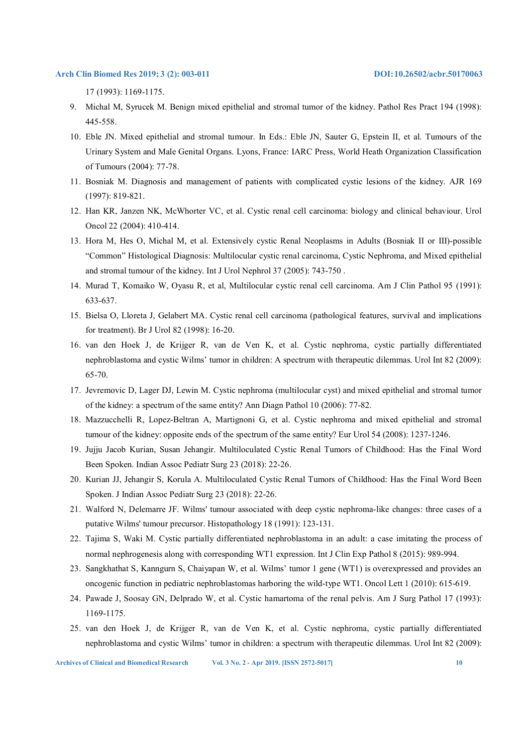17 (1993): 1169-1175.

9. Michal M, Syrucek M. Benign mixed epithelial and stromal tumor of the kidney. Pathol Res Pract 194 (1998): 445-558.
10. Eble JN. Mixed epithelial and stromal tumour. In Eds.: Eble JN, Sauter G, Epstein II, et al. Tumours of the Urinary System and Male Genital Organs. Lyons, France: IARC Press, World Heath Organization Classification of Tumours (2004): 77-78.
11. Bosniak M. Diagnosis and management of patients with complicated cystic lesions of the kidney. AJR 169 (1997): 819-821.
12. Han KR, Janzen NK, McWhorter VC, et al. Cystic renal cell carcinoma: biology and clinical behaviour. Urol Oncol 22 (2004): 410-414.
13. Hora M, Hes O, Michal M, et al. Extensively cystic Renal Neoplasms in Adults (Bosniak II or III)-possible "Common" Histological Diagnosis: Multilocular cystic renal carcinoma, Cystic Nephroma, and Mixed epithelial and stromal tumour of the kidney. Int J Urol Nephrol 37 (2005): 743-750 .
14. Murad T, Komaiko W, Oyasu R, et al, Multilocular cystic renal cell carcinoma. Am J Clin Pathol 95 (1991): 633-637.
15. Bielsa O, Lloreta J, Gelabert MA. Cystic renal cell carcinoma (pathological features, survival and implications for treatment). Br J Urol 82 (1998): 16-20.
16. van den Hoek J, de Krijger R, van de Ven K, et al. Cystic nephroma, cystic partially differentiated nephroblastoma and cystic Wilms' tumor in children: A spectrum with therapeutic dilemmas. Urol Int 82 (2009): 65-70.
17. Jevremovic D, Lager DJ, Lewin M. Cystic nephroma (multilocular cyst) and mixed epithelial and stromal tumor of the kidney: a spectrum of the same entity? Ann Diagn Pathol 10 (2006): 77-82.
18. Mazzucchelli R, Lopez-Beltran A, Martignoni G, et al. Cystic nephroma and mixed epithelial and stromal tumour of the kidney: opposite ends of the spectrum of the same entity? Eur Urol 54 (2008): 1237-1246.
19. Jujju Jacob Kurian, Susan Jehangir. Multiloculated Cystic Renal Tumors of Childhood: Has the Final Word Been Spoken. Indian Assoc Pediatr Surg 23 (2018): 22-26.
20. Kurian JJ, Jehangir S, Korula A. Multiloculated Cystic Renal Tumors of Childhood: Has the Final Word Been Spoken. J Indian Assoc Pediatr Surg 23 (2018): 22-26.
21. Walford N, Delemarre JF. Wilms' tumour associated with deep cystic nephroma-like changes: three cases of a putative Wilms' tumour precursor. Histopathology 18 (1991): 123-131.
22. Tajima S, Waki M. Cystic partially differentiated nephroblastoma in an adult: a case imitating the process of normal nephrogenesis along with corresponding WT1 expression. Int J Clin Exp Pathol 8 (2015): 989-994.
23. Sangkhathat S, Kanngurn S, Chaiyapan W, et al. Wilms' tumor 1 gene (WT1) is overexpressed and provides an oncogenic function in pediatric nephroblastomas harboring the wild-type WT1. Oncol Lett 1 (2010): 615-619.
24. Pawade J, Soosay GN, Delprado W, et al. Cystic hamartoma of the renal pelvis. Am J Surg Pathol 17 (1993): 1169-1175.
25. van den Hoek J, de Krijger R, van de Ven K, et al. Cystic nephroma, cystic partially differentiated nephroblastoma and cystic Wilms' tumor in children: a spectrum with therapeutic dilemmas. Urol Int 82 (2009):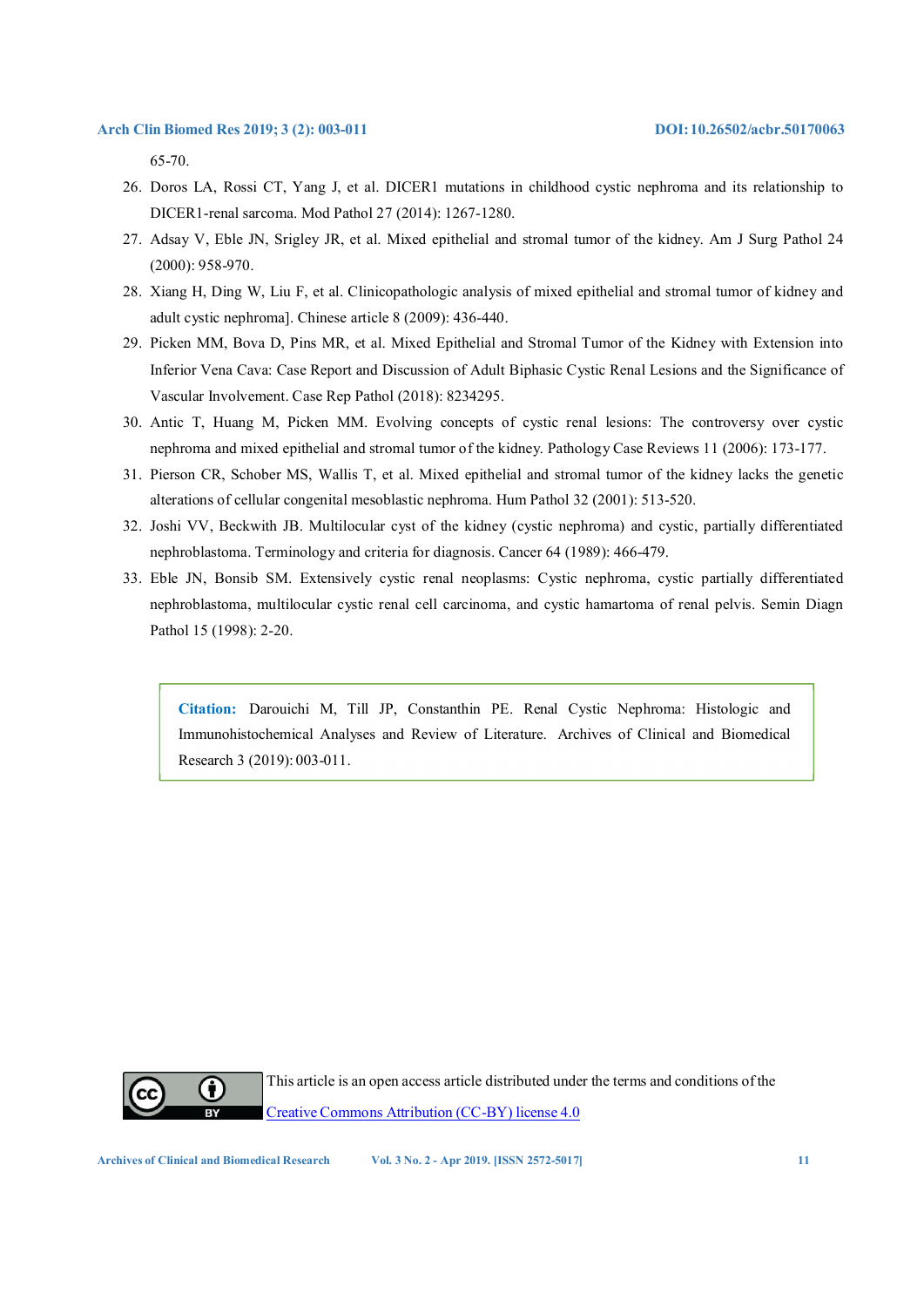65-70.

26. Doros LA, Rossi CT, Yang J, et al. DICER1 mutations in childhood cystic nephroma and its relationship to DICER1-renal sarcoma. Mod Pathol 27 (2014): 1267-1280.
27. Adsay V, Eble JN, Srigley JR, et al. Mixed epithelial and stromal tumor of the kidney. Am J Surg Pathol 24 (2000): 958-970.
28. Xiang H, Ding W, Liu F, et al. Clinicopathologic analysis of mixed epithelial and stromal tumor of kidney and adult cystic nephroma]. Chinese article 8 (2009): 436-440.
29. Picken MM, Bova D, Pins MR, et al. Mixed Epithelial and Stromal Tumor of the Kidney with Extension into Inferior Vena Cava: Case Report and Discussion of Adult Biphasic Cystic Renal Lesions and the Significance of Vascular Involvement. Case Rep Pathol (2018): 8234295.
30. Antic T, Huang M, Picken MM. Evolving concepts of cystic renal lesions: The controversy over cystic nephroma and mixed epithelial and stromal tumor of the kidney. Pathology Case Reviews 11 (2006): 173-177.
31. Pierson CR, Schober MS, Wallis T, et al. Mixed epithelial and stromal tumor of the kidney lacks the genetic alterations of cellular congenital mesoblastic nephroma. Hum Pathol 32 (2001): 513-520.
32. Joshi VV, Beckwith JB. Multilocular cyst of the kidney (cystic nephroma) and cystic, partially differentiated nephroblastoma. Terminology and criteria for diagnosis. Cancer 64 (1989): 466-479.
33. Eble JN, Bonsib SM. Extensively cystic renal neoplasms: Cystic nephroma, cystic partially differentiated nephroblastoma, multilocular cystic renal cell carcinoma, and cystic hamartoma of renal pelvis. Semin Diagn Pathol 15 (1998): 2-20.

**Citation:** Darouichi M, Till JP, Constanthin PE. Renal Cystic Nephroma: Histologic and Immunohistochemical Analyses and Review of Literature. Archives of Clinical and Biomedical Research 3 (2019): 003-011.

This article is an open access article distributed under the terms and conditions of the Creative Commons Attribution (CC-BY) license 4.0